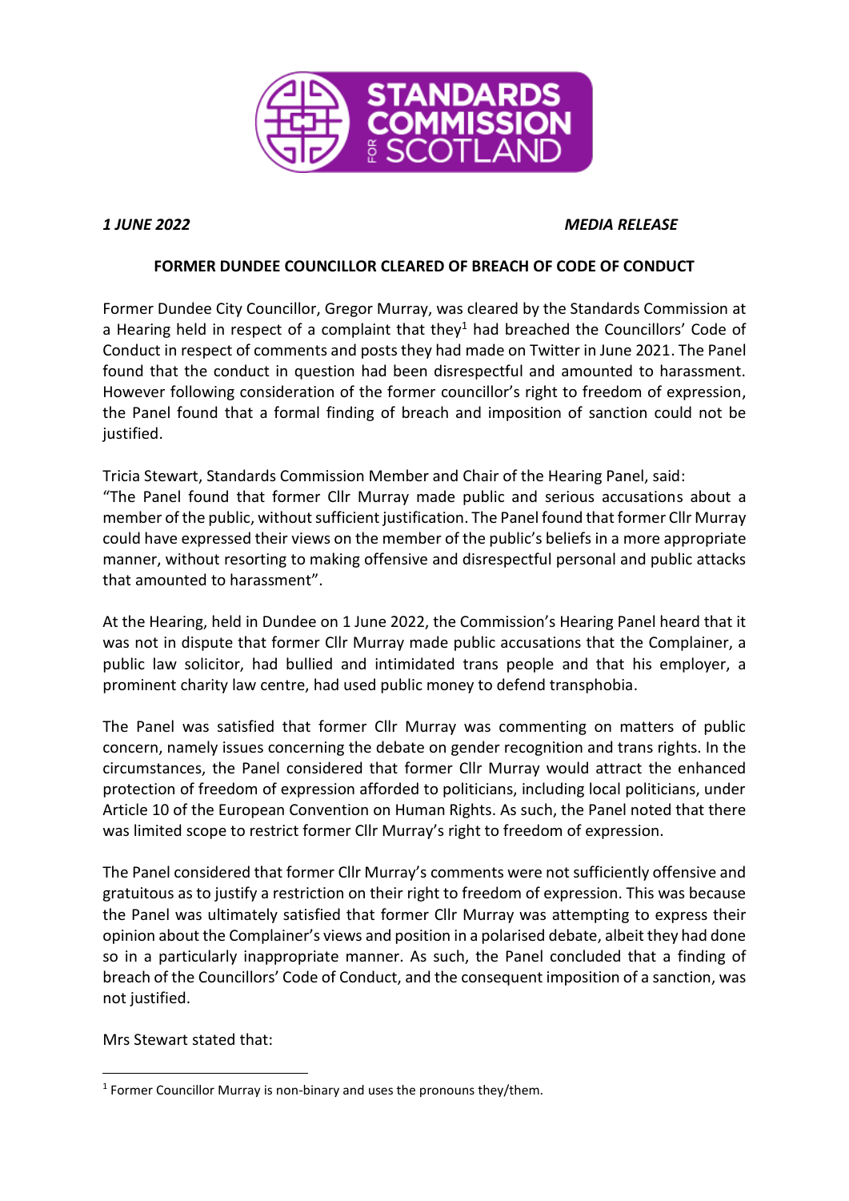*1 JUNE 2022* *MEDIA RELEASE*

**FORMER DUNDEE COUNCILLOR CLEARED OF BREACH OF CODE OF CONDUCT**

Former Dundee City Councillor, Gregor Murray, was cleared by the Standards Commission at a Hearing held in respect of a complaint that they[1] had breached the Councillors' Code of Conduct in respect of comments and posts they had made on Twitter in June 2021. The Panel found that the conduct in question had been disrespectful and amounted to harassment. However following consideration of the former councillor's right to freedom of expression, the Panel found that a formal finding of breach and imposition of sanction could not be justified.

Tricia Stewart, Standards Commission Member and Chair of the Hearing Panel, said:
"The Panel found that former Cllr Murray made public and serious accusations about a member of the public, without sufficient justification. The Panel found that former Cllr Murray could have expressed their views on the member of the public's beliefs in a more appropriate manner, without resorting to making offensive and disrespectful personal and public attacks that amounted to harassment".

At the Hearing, held in Dundee on 1 June 2022, the Commission's Hearing Panel heard that it was not in dispute that former Cllr Murray made public accusations that the Complainer, a public law solicitor, had bullied and intimidated trans people and that his employer, a prominent charity law centre, had used public money to defend transphobia.

The Panel was satisfied that former Cllr Murray was commenting on matters of public concern, namely issues concerning the debate on gender recognition and trans rights. In the circumstances, the Panel considered that former Cllr Murray would attract the enhanced protection of freedom of expression afforded to politicians, including local politicians, under Article 10 of the European Convention on Human Rights. As such, the Panel noted that there was limited scope to restrict former Cllr Murray's right to freedom of expression.

The Panel considered that former Cllr Murray's comments were not sufficiently offensive and gratuitous as to justify a restriction on their right to freedom of expression. This was because the Panel was ultimately satisfied that former Cllr Murray was attempting to express their opinion about the Complainer's views and position in a polarised debate, albeit they had done so in a particularly inappropriate manner. As such, the Panel concluded that a finding of breach of the Councillors' Code of Conduct, and the consequent imposition of a sanction, was not justified.

Mrs Stewart stated that:

[1] Former Councillor Murray is non-binary and uses the pronouns they/them.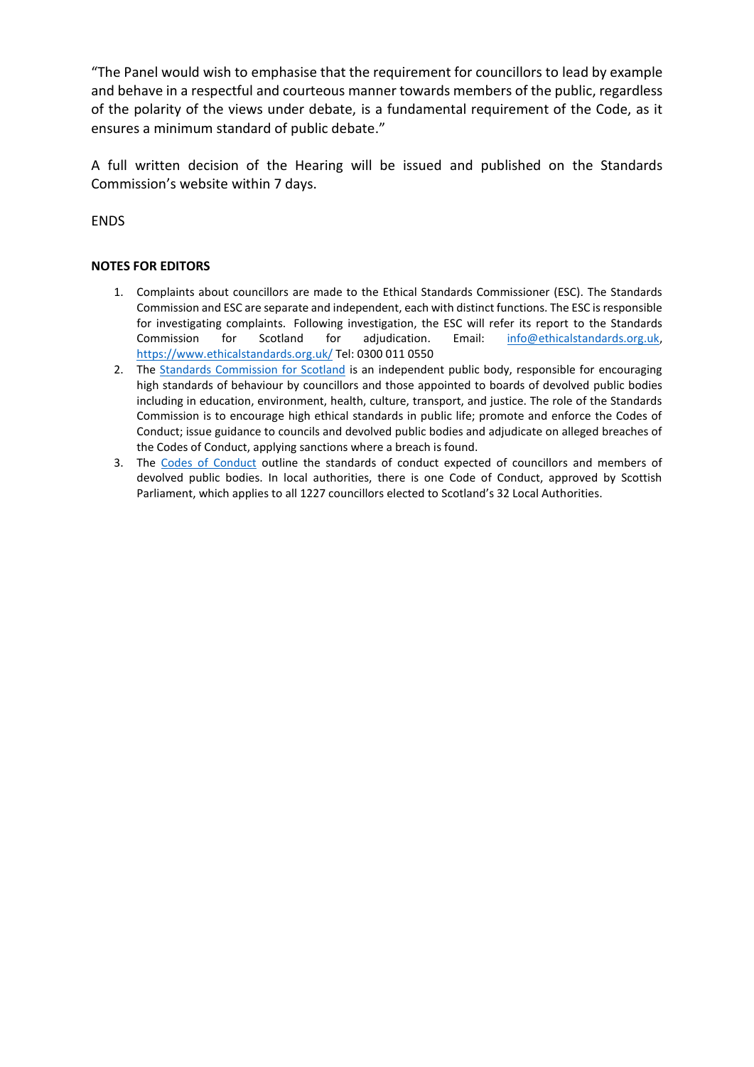"The Panel would wish to emphasise that the requirement for councillors to lead by example and behave in a respectful and courteous manner towards members of the public, regardless of the polarity of the views under debate, is a fundamental requirement of the Code, as it ensures a minimum standard of public debate."

A full written decision of the Hearing will be issued and published on the Standards Commission's website within 7 days.

ENDS

**NOTES FOR EDITORS**

1. Complaints about councillors are made to the Ethical Standards Commissioner (ESC). The Standards Commission and ESC are separate and independent, each with distinct functions. The ESC is responsible for investigating complaints. Following investigation, the ESC will refer its report to the Standards Commission for Scotland for adjudication. Email: [info@ethicalstandards.org.uk](mailto:info@ethicalstandards.org.uk), [https://www.ethicalstandards.org.uk/](https://www.ethicalstandards.org.uk/) Tel: 0300 011 0550
2. The Standards Commission for Scotland is an independent public body, responsible for encouraging high standards of behaviour by councillors and those appointed to boards of devolved public bodies including in education, environment, health, culture, transport, and justice. The role of the Standards Commission is to encourage high ethical standards in public life; promote and enforce the Codes of Conduct; issue guidance to councils and devolved public bodies and adjudicate on alleged breaches of the Codes of Conduct, applying sanctions where a breach is found.
3. The Codes of Conduct outline the standards of conduct expected of councillors and members of devolved public bodies. In local authorities, there is one Code of Conduct, approved by Scottish Parliament, which applies to all 1227 councillors elected to Scotland's 32 Local Authorities.